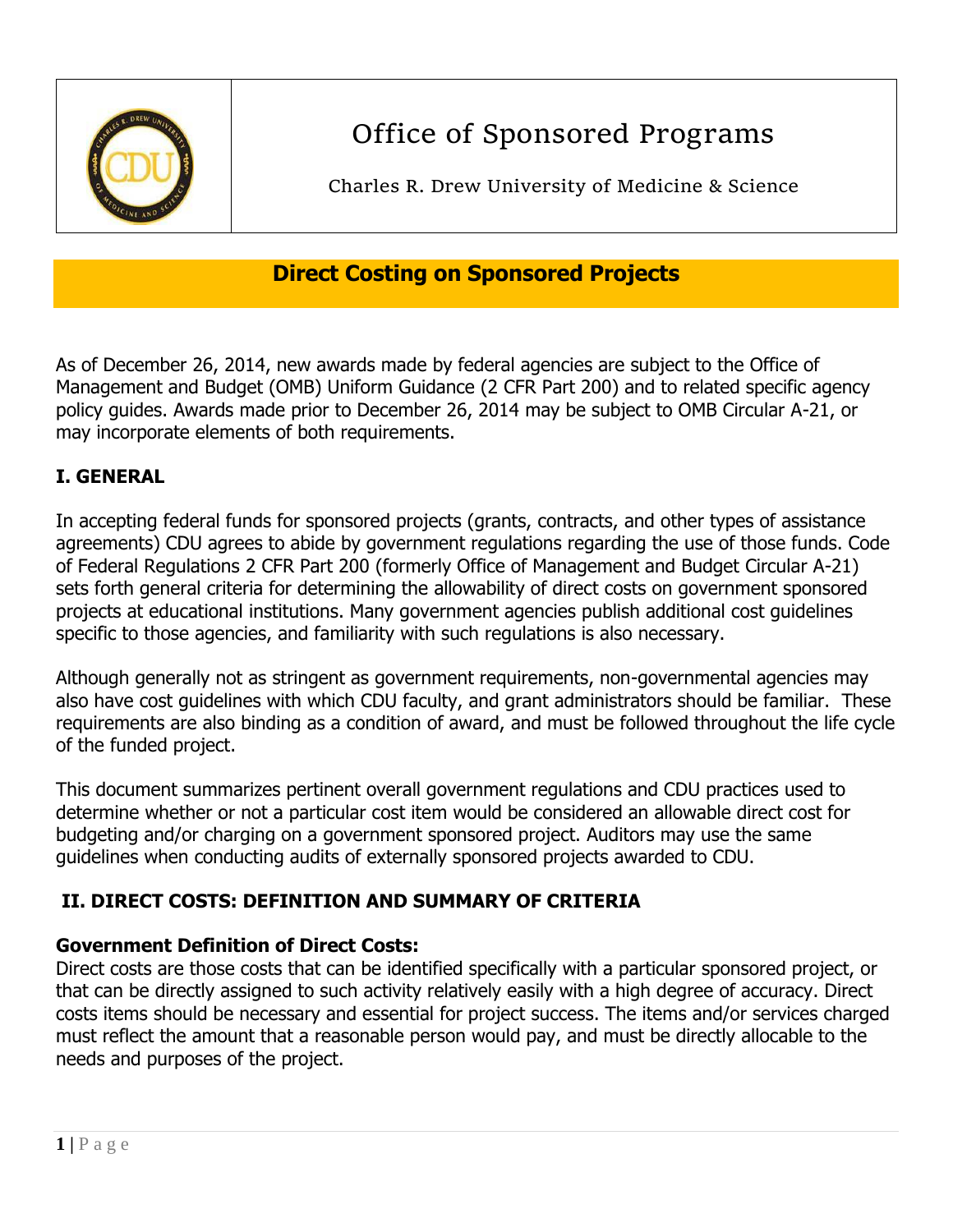# Office of Sponsored Programs

Charles R. Drew University of Medicine & Science

## Direct Costing on Sponsored Projects

As of December 26, 2014, new awards made by federal agencies are subject to the Office of Management and Budget (OMB) Uniform Guidance (2 CFR Part 200) and to related specific agency policy guides. Awards made prior to December 26, 2014 may be subject to OMB Circular A-21, or may incorporate elements of both requirements.

### I. GENERAL

In accepting federal funds for sponsored projects (grants, contracts, and other types of assistance agreements) CDU agrees to abide by government regulations regarding the use of those funds. Code of Federal Regulations 2 CFR Part 200 (formerly Office of Management and Budget Circular A-21) sets forth general criteria for determining the allowability of direct costs on government sponsored projects at educational institutions. Many government agencies publish additional cost guidelines specific to those agencies, and familiarity with such regulations is also necessary.

Although generally not as stringent as government requirements, non-governmental agencies may also have cost guidelines with which CDU faculty, and grant administrators should be familiar. These requirements are also binding as a condition of award, and must be followed throughout the life cycle of the funded project.

This document summarizes pertinent overall government regulations and CDU practices used to determine whether or not a particular cost item would be considered an allowable direct cost for budgeting and/or charging on a government sponsored project. Auditors may use the same guidelines when conducting audits of externally sponsored projects awarded to CDU.

### II. DIRECT COSTS: DEFINITION AND SUMMARY OF CRITERIA

**Government Definition of Direct Costs:**
Direct costs are those costs that can be identified specifically with a particular sponsored project, or that can be directly assigned to such activity relatively easily with a high degree of accuracy. Direct costs items should be necessary and essential for project success. The items and/or services charged must reflect the amount that a reasonable person would pay, and must be directly allocable to the needs and purposes of the project.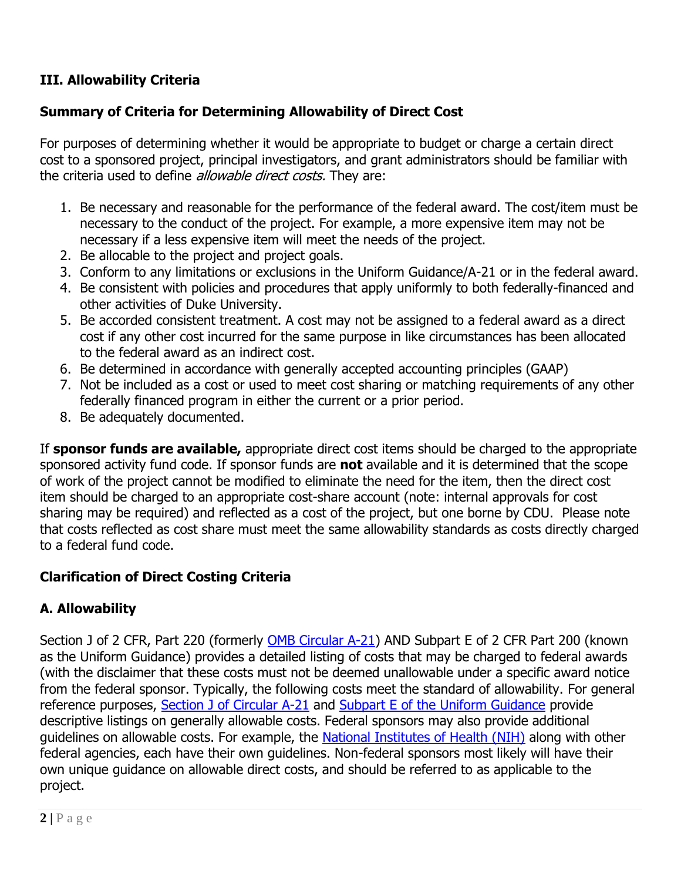## III. Allowability Criteria

### Summary of Criteria for Determining Allowability of Direct Cost

For purposes of determining whether it would be appropriate to budget or charge a certain direct cost to a sponsored project, principal investigators, and grant administrators should be familiar with the criteria used to define *allowable direct costs.* They are:

1. Be necessary and reasonable for the performance of the federal award. The cost/item must be necessary to the conduct of the project. For example, a more expensive item may not be necessary if a less expensive item will meet the needs of the project.
2. Be allocable to the project and project goals.
3. Conform to any limitations or exclusions in the Uniform Guidance/A-21 or in the federal award.
4. Be consistent with policies and procedures that apply uniformly to both federally-financed and other activities of Duke University.
5. Be accorded consistent treatment. A cost may not be assigned to a federal award as a direct cost if any other cost incurred for the same purpose in like circumstances has been allocated to the federal award as an indirect cost.
6. Be determined in accordance with generally accepted accounting principles (GAAP)
7. Not be included as a cost or used to meet cost sharing or matching requirements of any other federally financed program in either the current or a prior period.
8. Be adequately documented.

If **sponsor funds are available,** appropriate direct cost items should be charged to the appropriate sponsored activity fund code. If sponsor funds are **not** available and it is determined that the scope of work of the project cannot be modified to eliminate the need for the item, then the direct cost item should be charged to an appropriate cost-share account (note: internal approvals for cost sharing may be required) and reflected as a cost of the project, but one borne by CDU. Please note that costs reflected as cost share must meet the same allowability standards as costs directly charged to a federal fund code.

### Clarification of Direct Costing Criteria

### A. Allowability

Section J of 2 CFR, Part 220 (formerly OMB Circular A-21) AND Subpart E of 2 CFR Part 200 (known as the Uniform Guidance) provides a detailed listing of costs that may be charged to federal awards (with the disclaimer that these costs must not be deemed unallowable under a specific award notice from the federal sponsor. Typically, the following costs meet the standard of allowability. For general reference purposes, Section J of Circular A-21 and Subpart E of the Uniform Guidance provide descriptive listings on generally allowable costs. Federal sponsors may also provide additional guidelines on allowable costs. For example, the National Institutes of Health (NIH) along with other federal agencies, each have their own guidelines. Non-federal sponsors most likely will have their own unique guidance on allowable direct costs, and should be referred to as applicable to the project.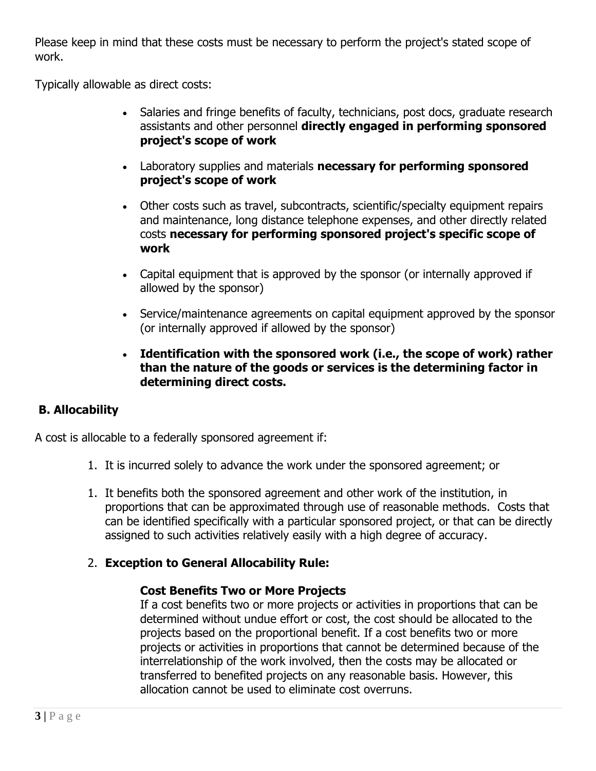Please keep in mind that these costs must be necessary to perform the project's stated scope of work.

Typically allowable as direct costs:

- Salaries and fringe benefits of faculty, technicians, post docs, graduate research assistants and other personnel **directly engaged in performing sponsored project's scope of work**
- Laboratory supplies and materials **necessary for performing sponsored project's scope of work**
- Other costs such as travel, subcontracts, scientific/specialty equipment repairs and maintenance, long distance telephone expenses, and other directly related costs **necessary for performing sponsored project's specific scope of work**
- Capital equipment that is approved by the sponsor (or internally approved if allowed by the sponsor)
- Service/maintenance agreements on capital equipment approved by the sponsor (or internally approved if allowed by the sponsor)
- **Identification with the sponsored work (i.e., the scope of work) rather than the nature of the goods or services is the determining factor in determining direct costs.**

## B. Allocability

A cost is allocable to a federally sponsored agreement if:

1. It is incurred solely to advance the work under the sponsored agreement; or
1. It benefits both the sponsored agreement and other work of the institution, in proportions that can be approximated through use of reasonable methods. Costs that can be identified specifically with a particular sponsored project, or that can be directly assigned to such activities relatively easily with a high degree of accuracy.
2. **Exception to General Allocability Rule:**

   **Cost Benefits Two or More Projects**
   If a cost benefits two or more projects or activities in proportions that can be determined without undue effort or cost, the cost should be allocated to the projects based on the proportional benefit. If a cost benefits two or more projects or activities in proportions that cannot be determined because of the interrelationship of the work involved, then the costs may be allocated or transferred to benefited projects on any reasonable basis. However, this allocation cannot be used to eliminate cost overruns.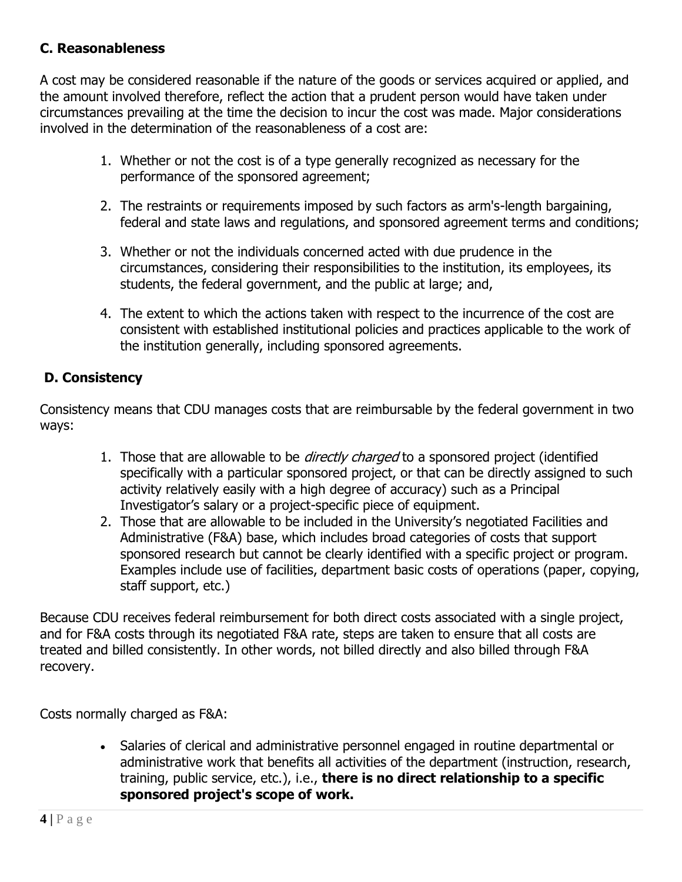### C. Reasonableness

A cost may be considered reasonable if the nature of the goods or services acquired or applied, and the amount involved therefore, reflect the action that a prudent person would have taken under circumstances prevailing at the time the decision to incur the cost was made. Major considerations involved in the determination of the reasonableness of a cost are:

1. Whether or not the cost is of a type generally recognized as necessary for the performance of the sponsored agreement;
2. The restraints or requirements imposed by such factors as arm's-length bargaining, federal and state laws and regulations, and sponsored agreement terms and conditions;
3. Whether or not the individuals concerned acted with due prudence in the circumstances, considering their responsibilities to the institution, its employees, its students, the federal government, and the public at large; and,
4. The extent to which the actions taken with respect to the incurrence of the cost are consistent with established institutional policies and practices applicable to the work of the institution generally, including sponsored agreements.

### D. Consistency

Consistency means that CDU manages costs that are reimbursable by the federal government in two ways:

1. Those that are allowable to be *directly charged* to a sponsored project (identified specifically with a particular sponsored project, or that can be directly assigned to such activity relatively easily with a high degree of accuracy) such as a Principal Investigator's salary or a project-specific piece of equipment.
2. Those that are allowable to be included in the University's negotiated Facilities and Administrative (F&A) base, which includes broad categories of costs that support sponsored research but cannot be clearly identified with a specific project or program. Examples include use of facilities, department basic costs of operations (paper, copying, staff support, etc.)

Because CDU receives federal reimbursement for both direct costs associated with a single project, and for F&A costs through its negotiated F&A rate, steps are taken to ensure that all costs are treated and billed consistently. In other words, not billed directly and also billed through F&A recovery.

Costs normally charged as F&A:

- Salaries of clerical and administrative personnel engaged in routine departmental or administrative work that benefits all activities of the department (instruction, research, training, public service, etc.), i.e., **there is no direct relationship to a specific sponsored project's scope of work.**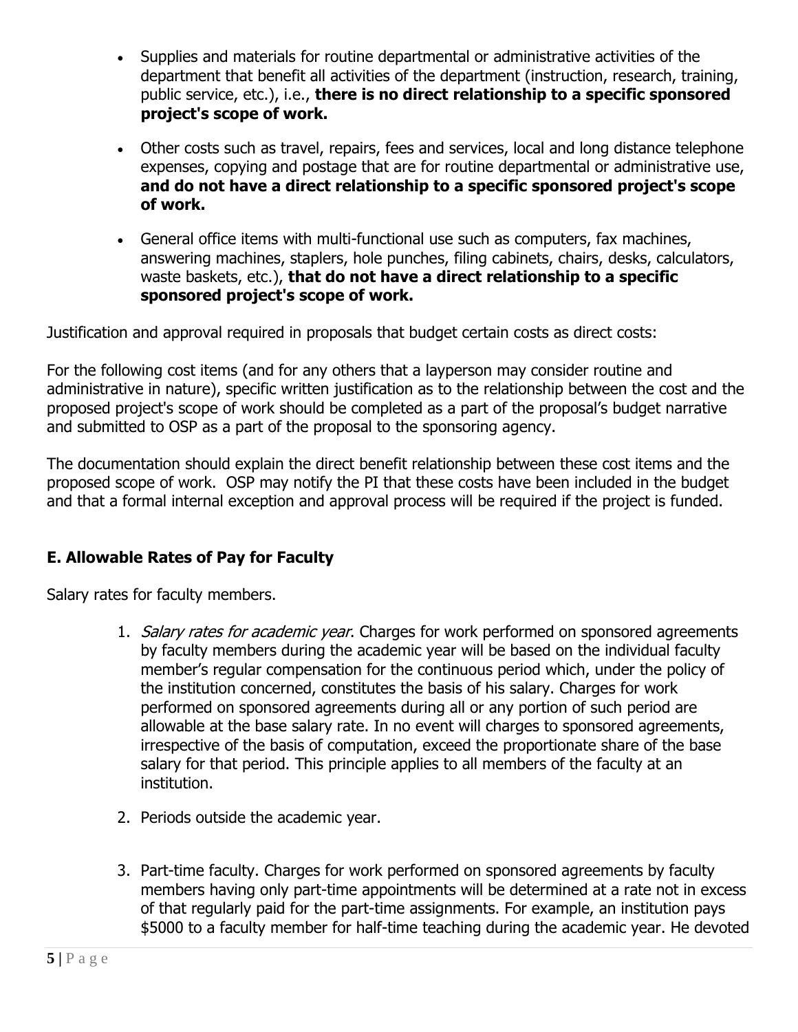- Supplies and materials for routine departmental or administrative activities of the department that benefit all activities of the department (instruction, research, training, public service, etc.), i.e., **there is no direct relationship to a specific sponsored project's scope of work.**

- Other costs such as travel, repairs, fees and services, local and long distance telephone expenses, copying and postage that are for routine departmental or administrative use, **and do not have a direct relationship to a specific sponsored project's scope of work.**

- General office items with multi-functional use such as computers, fax machines, answering machines, staplers, hole punches, filing cabinets, chairs, desks, calculators, waste baskets, etc.), **that do not have a direct relationship to a specific sponsored project's scope of work.**

Justification and approval required in proposals that budget certain costs as direct costs:

For the following cost items (and for any others that a layperson may consider routine and administrative in nature), specific written justification as to the relationship between the cost and the proposed project's scope of work should be completed as a part of the proposal's budget narrative and submitted to OSP as a part of the proposal to the sponsoring agency.

The documentation should explain the direct benefit relationship between these cost items and the proposed scope of work. OSP may notify the PI that these costs have been included in the budget and that a formal internal exception and approval process will be required if the project is funded.

## E. Allowable Rates of Pay for Faculty

Salary rates for faculty members.

1. *Salary rates for academic year*. Charges for work performed on sponsored agreements by faculty members during the academic year will be based on the individual faculty member's regular compensation for the continuous period which, under the policy of the institution concerned, constitutes the basis of his salary. Charges for work performed on sponsored agreements during all or any portion of such period are allowable at the base salary rate. In no event will charges to sponsored agreements, irrespective of the basis of computation, exceed the proportionate share of the base salary for that period. This principle applies to all members of the faculty at an institution.

2. Periods outside the academic year.

3. Part-time faculty. Charges for work performed on sponsored agreements by faculty members having only part-time appointments will be determined at a rate not in excess of that regularly paid for the part-time assignments. For example, an institution pays $5000 to a faculty member for half-time teaching during the academic year. He devoted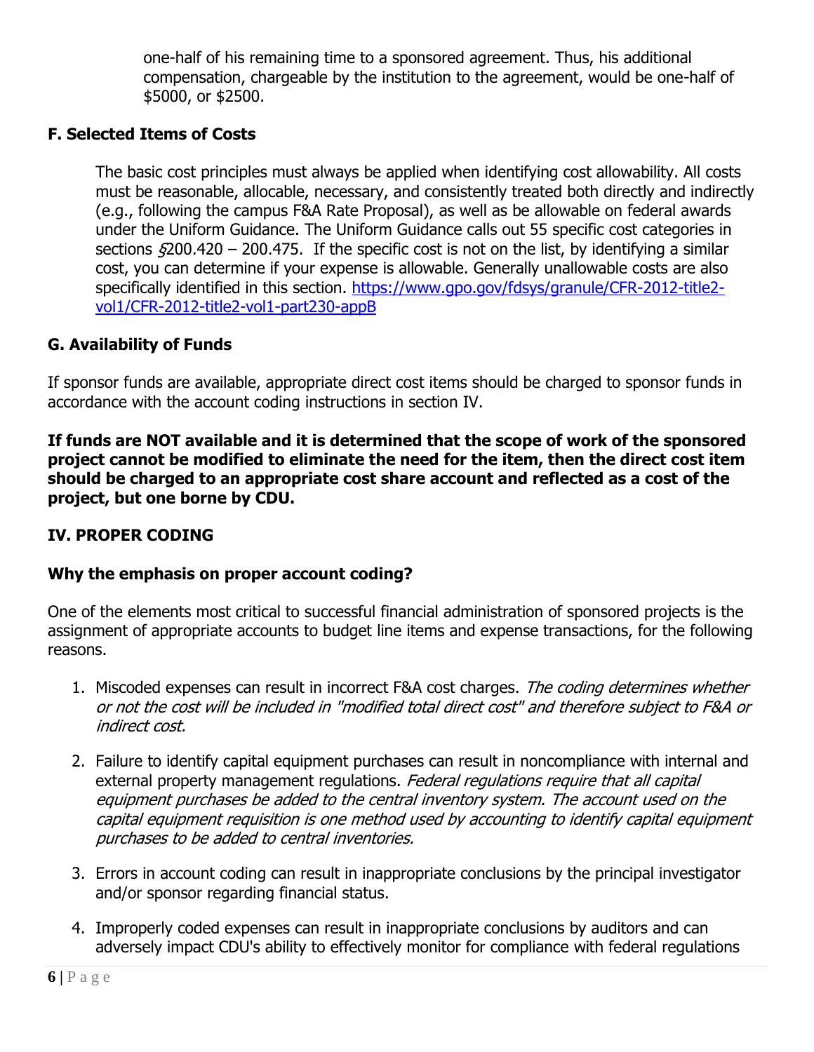one-half of his remaining time to a sponsored agreement. Thus, his additional compensation, chargeable by the institution to the agreement, would be one-half of $5000, or $2500.

### F. Selected Items of Costs

The basic cost principles must always be applied when identifying cost allowability. All costs must be reasonable, allocable, necessary, and consistently treated both directly and indirectly (e.g., following the campus F&A Rate Proposal), as well as be allowable on federal awards under the Uniform Guidance. The Uniform Guidance calls out 55 specific cost categories in sections §200.420 – 200.475. If the specific cost is not on the list, by identifying a similar cost, you can determine if your expense is allowable. Generally unallowable costs are also specifically identified in this section. [https://www.gpo.gov/fdsys/granule/CFR-2012-title2-vol1/CFR-2012-title2-vol1-part230-appB](https://www.gpo.gov/fdsys/granule/CFR-2012-title2-vol1/CFR-2012-title2-vol1-part230-appB)

### G. Availability of Funds

If sponsor funds are available, appropriate direct cost items should be charged to sponsor funds in accordance with the account coding instructions in section IV.

**If funds are NOT available and it is determined that the scope of work of the sponsored project cannot be modified to eliminate the need for the item, then the direct cost item should be charged to an appropriate cost share account and reflected as a cost of the project, but one borne by CDU.**

## IV. PROPER CODING

### Why the emphasis on proper account coding?

One of the elements most critical to successful financial administration of sponsored projects is the assignment of appropriate accounts to budget line items and expense transactions, for the following reasons.

1. Miscoded expenses can result in incorrect F&A cost charges. *The coding determines whether or not the cost will be included in "modified total direct cost" and therefore subject to F&A or indirect cost.*
2. Failure to identify capital equipment purchases can result in noncompliance with internal and external property management regulations. *Federal regulations require that all capital equipment purchases be added to the central inventory system. The account used on the capital equipment requisition is one method used by accounting to identify capital equipment purchases to be added to central inventories.*
3. Errors in account coding can result in inappropriate conclusions by the principal investigator and/or sponsor regarding financial status.
4. Improperly coded expenses can result in inappropriate conclusions by auditors and can adversely impact CDU's ability to effectively monitor for compliance with federal regulations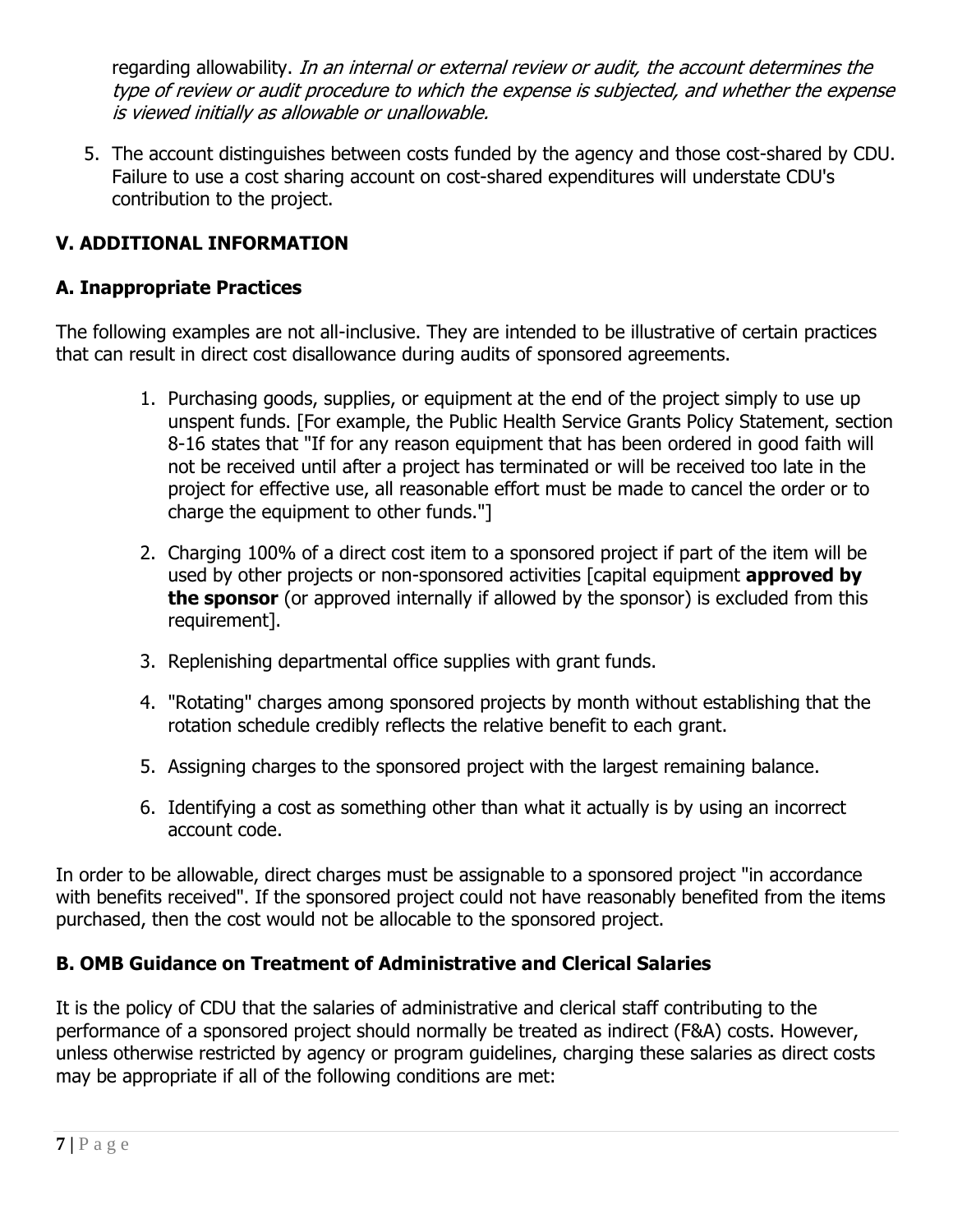regarding allowability. *In an internal or external review or audit, the account determines the type of review or audit procedure to which the expense is subjected, and whether the expense is viewed initially as allowable or unallowable.*

5. The account distinguishes between costs funded by the agency and those cost-shared by CDU. Failure to use a cost sharing account on cost-shared expenditures will understate CDU's contribution to the project.

## V. ADDITIONAL INFORMATION

### A. Inappropriate Practices

The following examples are not all-inclusive. They are intended to be illustrative of certain practices that can result in direct cost disallowance during audits of sponsored agreements.

1. Purchasing goods, supplies, or equipment at the end of the project simply to use up unspent funds. [For example, the Public Health Service Grants Policy Statement, section 8-16 states that "If for any reason equipment that has been ordered in good faith will not be received until after a project has terminated or will be received too late in the project for effective use, all reasonable effort must be made to cancel the order or to charge the equipment to other funds."]
2. Charging 100% of a direct cost item to a sponsored project if part of the item will be used by other projects or non-sponsored activities [capital equipment **approved by the sponsor** (or approved internally if allowed by the sponsor) is excluded from this requirement].
3. Replenishing departmental office supplies with grant funds.
4. "Rotating" charges among sponsored projects by month without establishing that the rotation schedule credibly reflects the relative benefit to each grant.
5. Assigning charges to the sponsored project with the largest remaining balance.
6. Identifying a cost as something other than what it actually is by using an incorrect account code.

In order to be allowable, direct charges must be assignable to a sponsored project "in accordance with benefits received". If the sponsored project could not have reasonably benefited from the items purchased, then the cost would not be allocable to the sponsored project.

### B. OMB Guidance on Treatment of Administrative and Clerical Salaries

It is the policy of CDU that the salaries of administrative and clerical staff contributing to the performance of a sponsored project should normally be treated as indirect (F&A) costs. However, unless otherwise restricted by agency or program guidelines, charging these salaries as direct costs may be appropriate if all of the following conditions are met: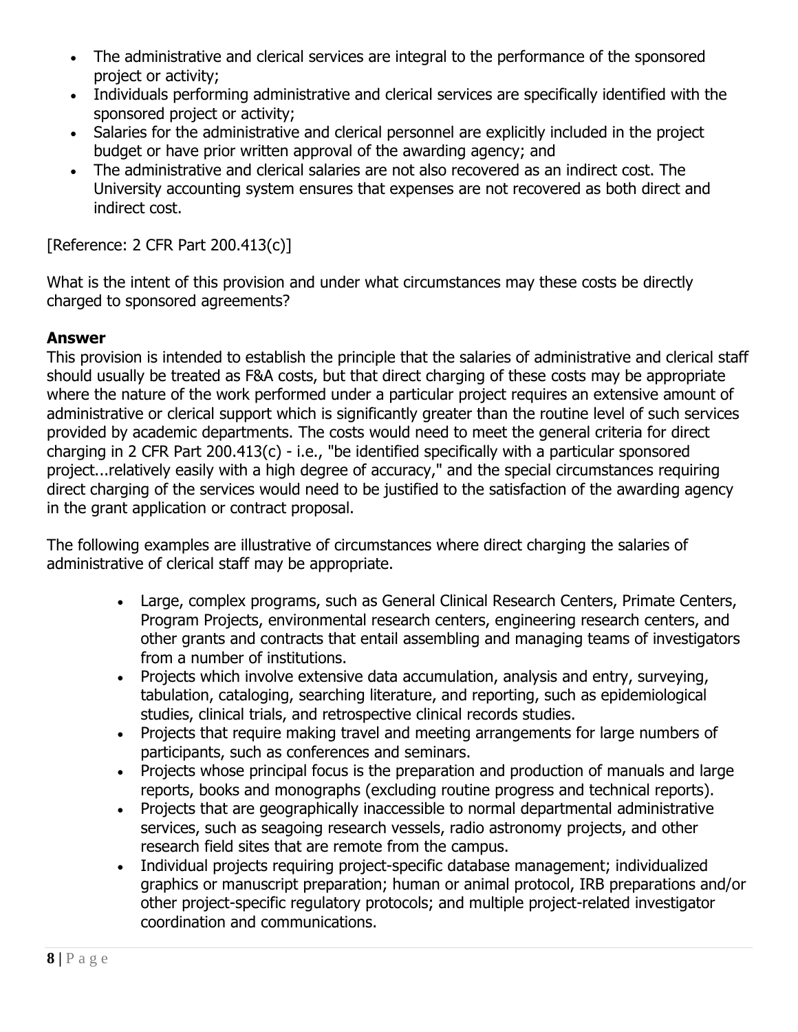- The administrative and clerical services are integral to the performance of the sponsored project or activity;
- Individuals performing administrative and clerical services are specifically identified with the sponsored project or activity;
- Salaries for the administrative and clerical personnel are explicitly included in the project budget or have prior written approval of the awarding agency; and
- The administrative and clerical salaries are not also recovered as an indirect cost. The University accounting system ensures that expenses are not recovered as both direct and indirect cost.

[Reference: 2 CFR Part 200.413(c)]

What is the intent of this provision and under what circumstances may these costs be directly charged to sponsored agreements?

**Answer**

This provision is intended to establish the principle that the salaries of administrative and clerical staff should usually be treated as F&A costs, but that direct charging of these costs may be appropriate where the nature of the work performed under a particular project requires an extensive amount of administrative or clerical support which is significantly greater than the routine level of such services provided by academic departments. The costs would need to meet the general criteria for direct charging in 2 CFR Part 200.413(c) - i.e., "be identified specifically with a particular sponsored project...relatively easily with a high degree of accuracy," and the special circumstances requiring direct charging of the services would need to be justified to the satisfaction of the awarding agency in the grant application or contract proposal.

The following examples are illustrative of circumstances where direct charging the salaries of administrative of clerical staff may be appropriate.

- Large, complex programs, such as General Clinical Research Centers, Primate Centers, Program Projects, environmental research centers, engineering research centers, and other grants and contracts that entail assembling and managing teams of investigators from a number of institutions.
- Projects which involve extensive data accumulation, analysis and entry, surveying, tabulation, cataloging, searching literature, and reporting, such as epidemiological studies, clinical trials, and retrospective clinical records studies.
- Projects that require making travel and meeting arrangements for large numbers of participants, such as conferences and seminars.
- Projects whose principal focus is the preparation and production of manuals and large reports, books and monographs (excluding routine progress and technical reports).
- Projects that are geographically inaccessible to normal departmental administrative services, such as seagoing research vessels, radio astronomy projects, and other research field sites that are remote from the campus.
- Individual projects requiring project-specific database management; individualized graphics or manuscript preparation; human or animal protocol, IRB preparations and/or other project-specific regulatory protocols; and multiple project-related investigator coordination and communications.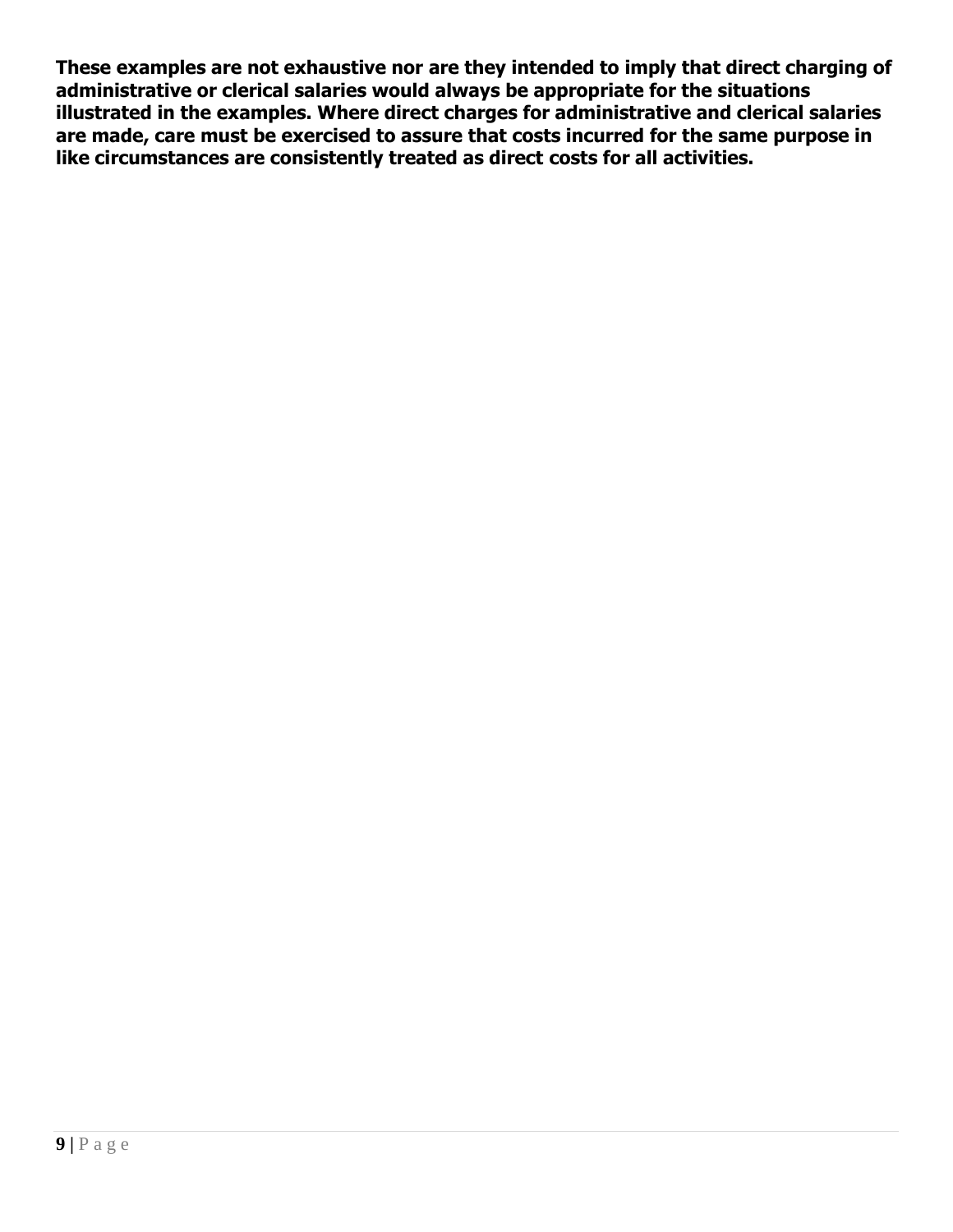**These examples are not exhaustive nor are they intended to imply that direct charging of administrative or clerical salaries would always be appropriate for the situations illustrated in the examples. Where direct charges for administrative and clerical salaries are made, care must be exercised to assure that costs incurred for the same purpose in like circumstances are consistently treated as direct costs for all activities.**